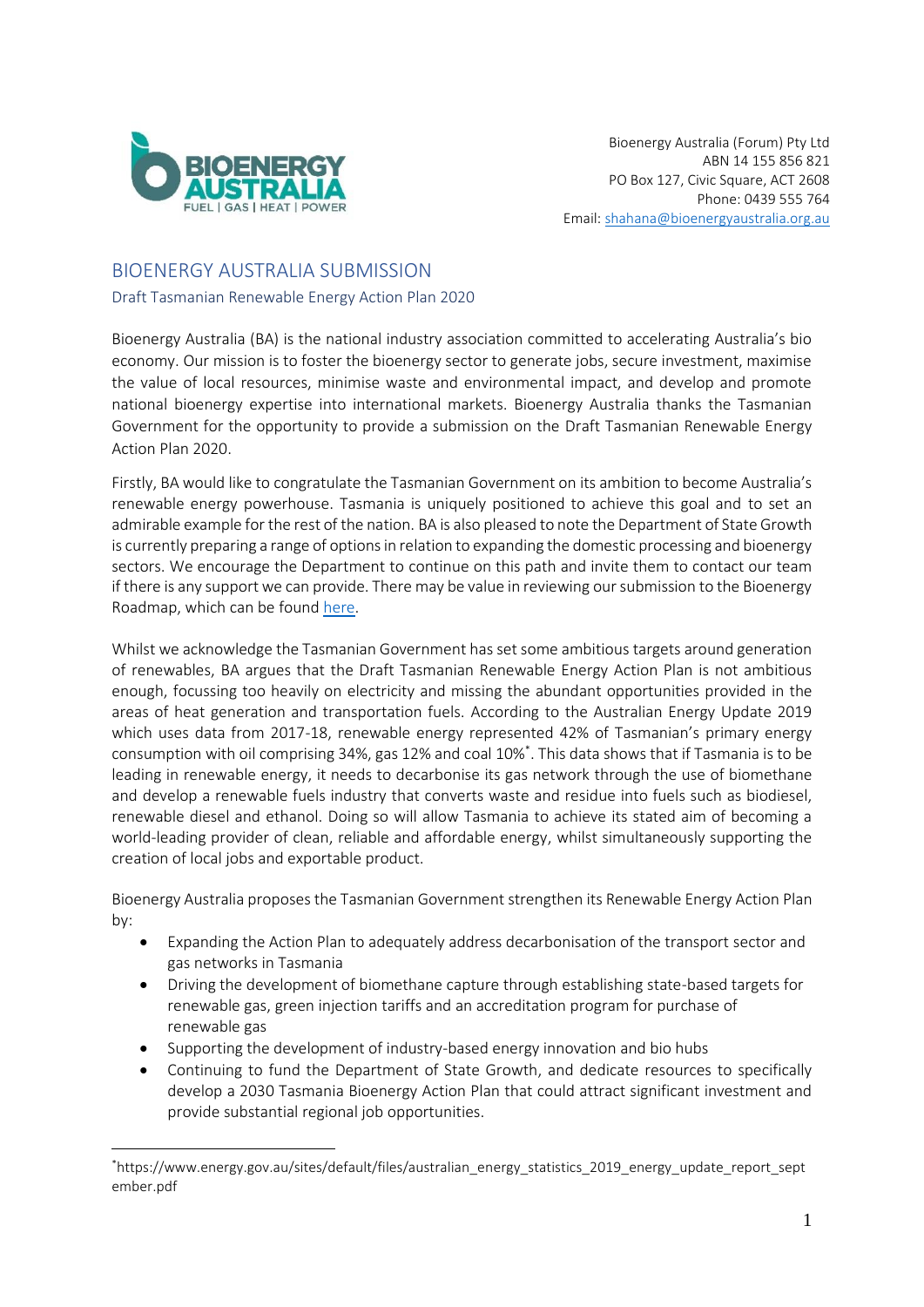Bioenergy Australia (Forum) Pty Ltd
ABN 14 155 856 821
PO Box 127, Civic Square, ACT 2608
Phone: 0439 555 764
Email: shahana@bioenergyaustralia.org.au

# BIOENERGY AUSTRALIA SUBMISSION

## Draft Tasmanian Renewable Energy Action Plan 2020

Bioenergy Australia (BA) is the national industry association committed to accelerating Australia's bio economy. Our mission is to foster the bioenergy sector to generate jobs, secure investment, maximise the value of local resources, minimise waste and environmental impact, and develop and promote national bioenergy expertise into international markets. Bioenergy Australia thanks the Tasmanian Government for the opportunity to provide a submission on the Draft Tasmanian Renewable Energy Action Plan 2020.

Firstly, BA would like to congratulate the Tasmanian Government on its ambition to become Australia's renewable energy powerhouse. Tasmania is uniquely positioned to achieve this goal and to set an admirable example for the rest of the nation. BA is also pleased to note the Department of State Growth is currently preparing a range of options in relation to expanding the domestic processing and bioenergy sectors. We encourage the Department to continue on this path and invite them to contact our team if there is any support we can provide. There may be value in reviewing our submission to the Bioenergy Roadmap, which can be found here.

Whilst we acknowledge the Tasmanian Government has set some ambitious targets around generation of renewables, BA argues that the Draft Tasmanian Renewable Energy Action Plan is not ambitious enough, focussing too heavily on electricity and missing the abundant opportunities provided in the areas of heat generation and transportation fuels. According to the Australian Energy Update 2019 which uses data from 2017-18, renewable energy represented 42% of Tasmanian's primary energy consumption with oil comprising 34%, gas 12% and coal 10%*. This data shows that if Tasmania is to be leading in renewable energy, it needs to decarbonise its gas network through the use of biomethane and develop a renewable fuels industry that converts waste and residue into fuels such as biodiesel, renewable diesel and ethanol. Doing so will allow Tasmania to achieve its stated aim of becoming a world-leading provider of clean, reliable and affordable energy, whilst simultaneously supporting the creation of local jobs and exportable product.

Bioenergy Australia proposes the Tasmanian Government strengthen its Renewable Energy Action Plan by:

- Expanding the Action Plan to adequately address decarbonisation of the transport sector and gas networks in Tasmania
- Driving the development of biomethane capture through establishing state-based targets for renewable gas, green injection tariffs and an accreditation program for purchase of renewable gas
- Supporting the development of industry-based energy innovation and bio hubs
- Continuing to fund the Department of State Growth, and dedicate resources to specifically develop a 2030 Tasmania Bioenergy Action Plan that could attract significant investment and provide substantial regional job opportunities.

---

*https://www.energy.gov.au/sites/default/files/australian_energy_statistics_2019_energy_update_report_september.pdf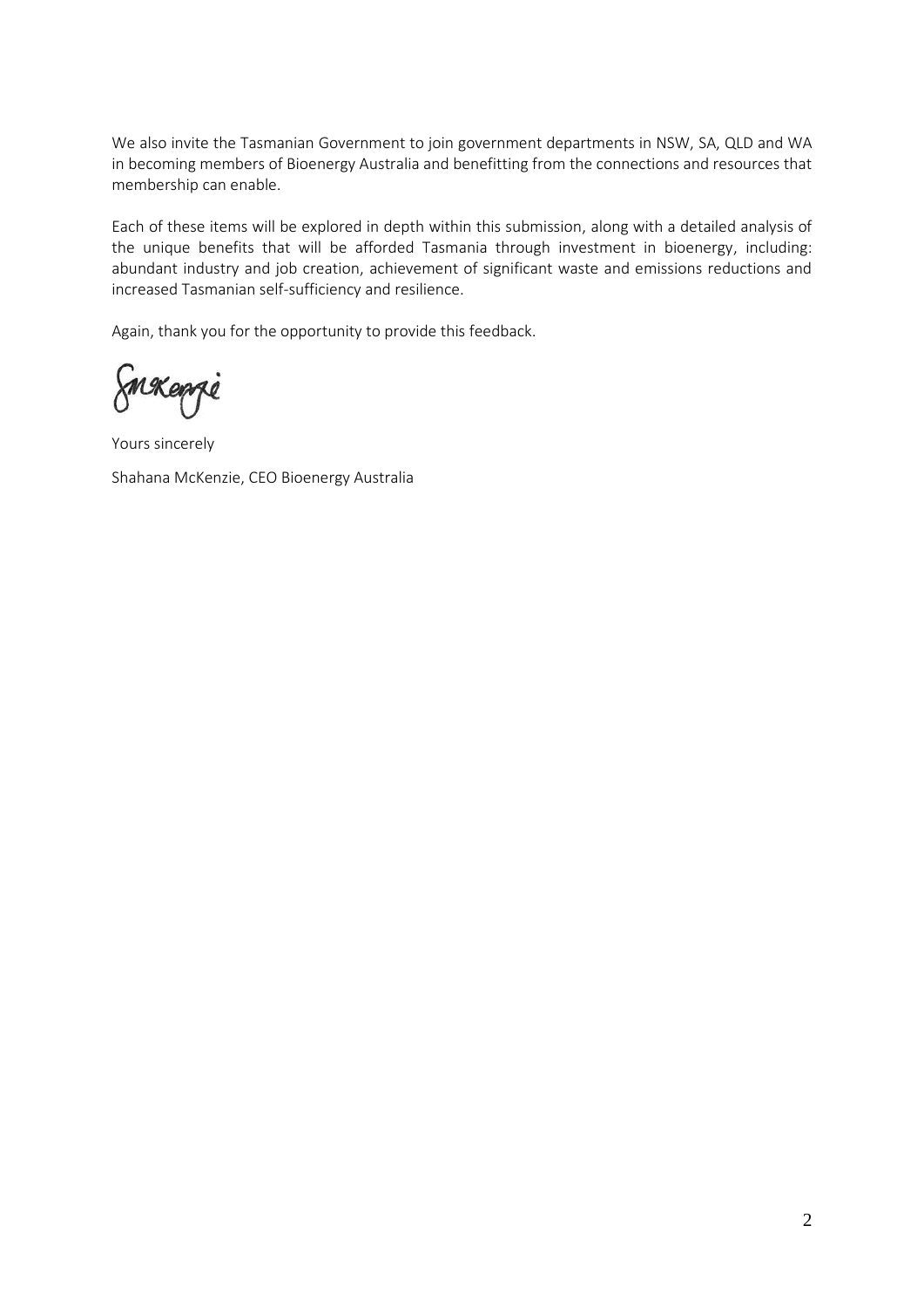We also invite the Tasmanian Government to join government departments in NSW, SA, QLD and WA in becoming members of Bioenergy Australia and benefitting from the connections and resources that membership can enable.

Each of these items will be explored in depth within this submission, along with a detailed analysis of the unique benefits that will be afforded Tasmania through investment in bioenergy, including: abundant industry and job creation, achievement of significant waste and emissions reductions and increased Tasmanian self-sufficiency and resilience.

Again, thank you for the opportunity to provide this feedback.

Yours sincerely

Shahana McKenzie, CEO Bioenergy Australia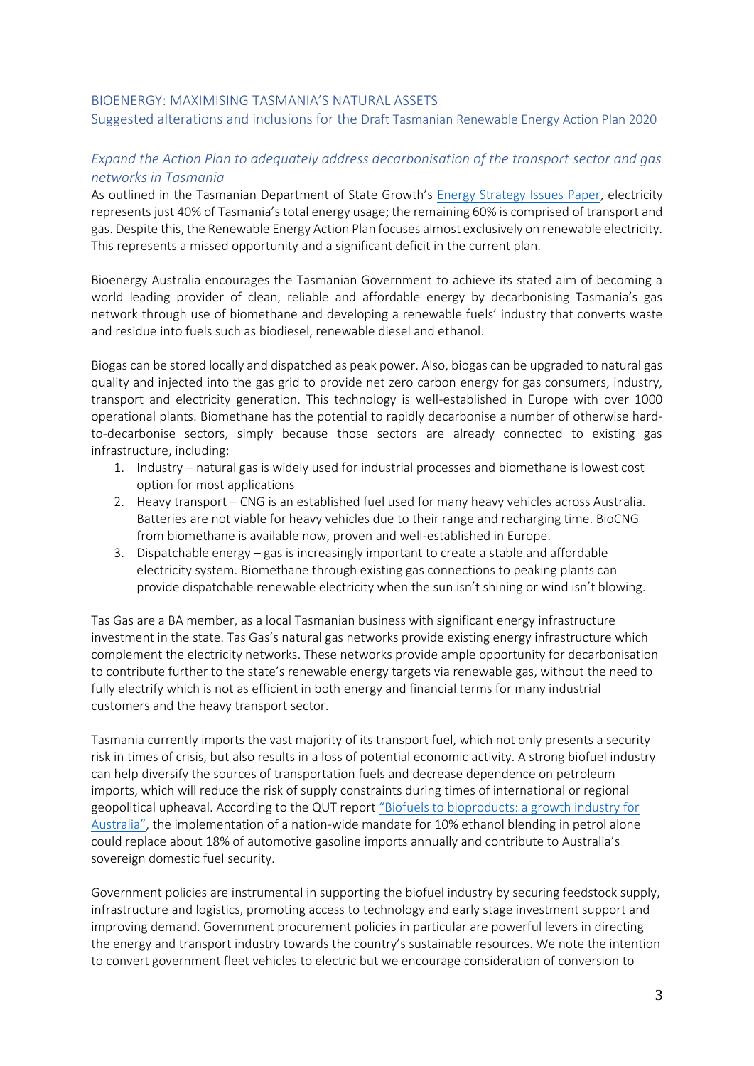## BIOENERGY: MAXIMISING TASMANIA'S NATURAL ASSETS

### Suggested alterations and inclusions for the Draft Tasmanian Renewable Energy Action Plan 2020

### *Expand the Action Plan to adequately address decarbonisation of the transport sector and gas networks in Tasmania*

As outlined in the Tasmanian Department of State Growth's [Energy Strategy Issues Paper](), electricity represents just 40% of Tasmania's total energy usage; the remaining 60% is comprised of transport and gas. Despite this, the Renewable Energy Action Plan focuses almost exclusively on renewable electricity. This represents a missed opportunity and a significant deficit in the current plan.

Bioenergy Australia encourages the Tasmanian Government to achieve its stated aim of becoming a world leading provider of clean, reliable and affordable energy by decarbonising Tasmania's gas network through use of biomethane and developing a renewable fuels' industry that converts waste and residue into fuels such as biodiesel, renewable diesel and ethanol.

Biogas can be stored locally and dispatched as peak power. Also, biogas can be upgraded to natural gas quality and injected into the gas grid to provide net zero carbon energy for gas consumers, industry, transport and electricity generation. This technology is well-established in Europe with over 1000 operational plants. Biomethane has the potential to rapidly decarbonise a number of otherwise hard-to-decarbonise sectors, simply because those sectors are already connected to existing gas infrastructure, including:

1. Industry – natural gas is widely used for industrial processes and biomethane is lowest cost option for most applications
2. Heavy transport – CNG is an established fuel used for many heavy vehicles across Australia. Batteries are not viable for heavy vehicles due to their range and recharging time. BioCNG from biomethane is available now, proven and well-established in Europe.
3. Dispatchable energy – gas is increasingly important to create a stable and affordable electricity system. Biomethane through existing gas connections to peaking plants can provide dispatchable renewable electricity when the sun isn't shining or wind isn't blowing.

Tas Gas are a BA member, as a local Tasmanian business with significant energy infrastructure investment in the state. Tas Gas's natural gas networks provide existing energy infrastructure which complement the electricity networks. These networks provide ample opportunity for decarbonisation to contribute further to the state's renewable energy targets via renewable gas, without the need to fully electrify which is not as efficient in both energy and financial terms for many industrial customers and the heavy transport sector.

Tasmania currently imports the vast majority of its transport fuel, which not only presents a security risk in times of crisis, but also results in a loss of potential economic activity. A strong biofuel industry can help diversify the sources of transportation fuels and decrease dependence on petroleum imports, which will reduce the risk of supply constraints during times of international or regional geopolitical upheaval. According to the QUT report ["Biofuels to bioproducts: a growth industry for Australia"](), the implementation of a nation-wide mandate for 10% ethanol blending in petrol alone could replace about 18% of automotive gasoline imports annually and contribute to Australia's sovereign domestic fuel security.

Government policies are instrumental in supporting the biofuel industry by securing feedstock supply, infrastructure and logistics, promoting access to technology and early stage investment support and improving demand. Government procurement policies in particular are powerful levers in directing the energy and transport industry towards the country's sustainable resources. We note the intention to convert government fleet vehicles to electric but we encourage consideration of conversion to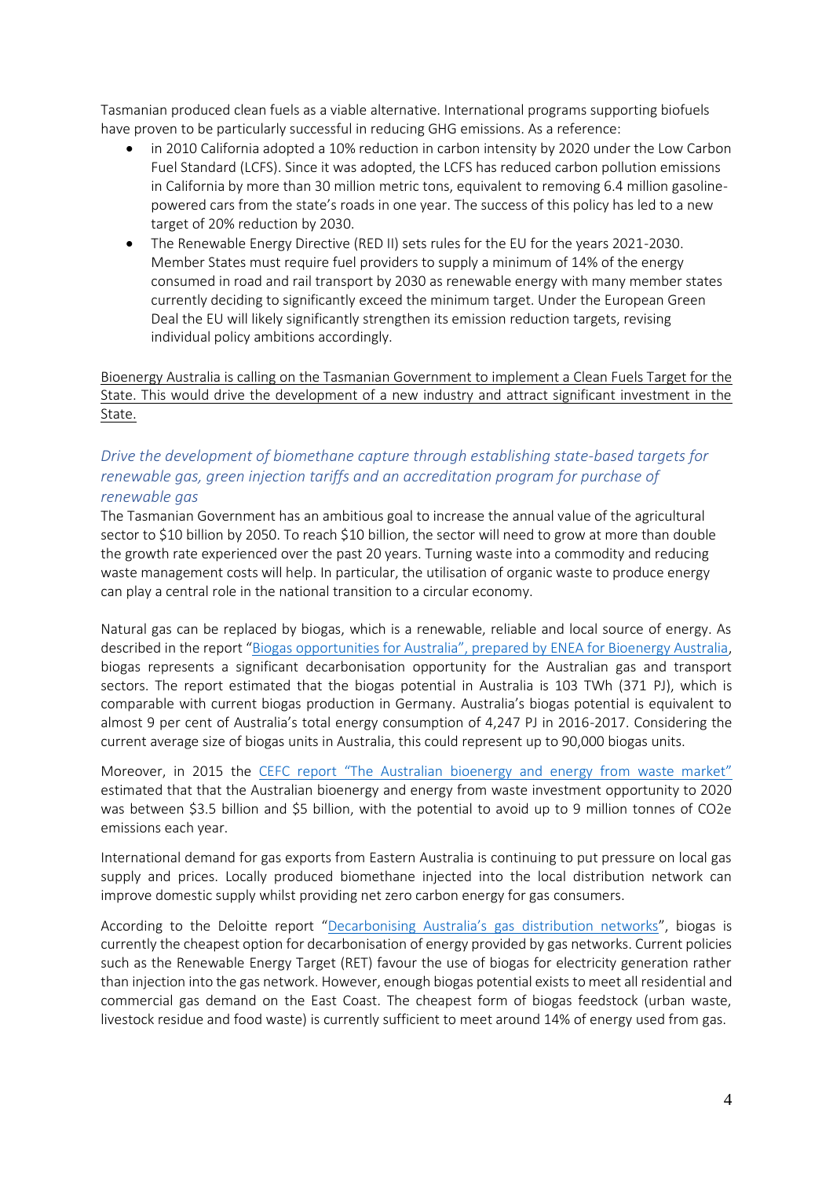Tasmanian produced clean fuels as a viable alternative. International programs supporting biofuels have proven to be particularly successful in reducing GHG emissions. As a reference:

- in 2010 California adopted a 10% reduction in carbon intensity by 2020 under the Low Carbon Fuel Standard (LCFS). Since it was adopted, the LCFS has reduced carbon pollution emissions in California by more than 30 million metric tons, equivalent to removing 6.4 million gasoline-powered cars from the state's roads in one year. The success of this policy has led to a new target of 20% reduction by 2030.
- The Renewable Energy Directive (RED II) sets rules for the EU for the years 2021-2030. Member States must require fuel providers to supply a minimum of 14% of the energy consumed in road and rail transport by 2030 as renewable energy with many member states currently deciding to significantly exceed the minimum target. Under the European Green Deal the EU will likely significantly strengthen its emission reduction targets, revising individual policy ambitions accordingly.

Bioenergy Australia is calling on the Tasmanian Government to implement a Clean Fuels Target for the State. This would drive the development of a new industry and attract significant investment in the State.

### *Drive the development of biomethane capture through establishing state-based targets for renewable gas, green injection tariffs and an accreditation program for purchase of renewable gas*

The Tasmanian Government has an ambitious goal to increase the annual value of the agricultural sector to $10 billion by 2050. To reach $10 billion, the sector will need to grow at more than double the growth rate experienced over the past 20 years. Turning waste into a commodity and reducing waste management costs will help. In particular, the utilisation of organic waste to produce energy can play a central role in the national transition to a circular economy.

Natural gas can be replaced by biogas, which is a renewable, reliable and local source of energy. As described in the report "Biogas opportunities for Australia", prepared by ENEA for Bioenergy Australia, biogas represents a significant decarbonisation opportunity for the Australian gas and transport sectors. The report estimated that the biogas potential in Australia is 103 TWh (371 PJ), which is comparable with current biogas production in Germany. Australia's biogas potential is equivalent to almost 9 per cent of Australia's total energy consumption of 4,247 PJ in 2016-2017. Considering the current average size of biogas units in Australia, this could represent up to 90,000 biogas units.

Moreover, in 2015 the CEFC report "The Australian bioenergy and energy from waste market" estimated that that the Australian bioenergy and energy from waste investment opportunity to 2020 was between $3.5 billion and $5 billion, with the potential to avoid up to 9 million tonnes of $CO_2e$ emissions each year.

International demand for gas exports from Eastern Australia is continuing to put pressure on local gas supply and prices. Locally produced biomethane injected into the local distribution network can improve domestic supply whilst providing net zero carbon energy for gas consumers.

According to the Deloitte report "Decarbonising Australia's gas distribution networks", biogas is currently the cheapest option for decarbonisation of energy provided by gas networks. Current policies such as the Renewable Energy Target (RET) favour the use of biogas for electricity generation rather than injection into the gas network. However, enough biogas potential exists to meet all residential and commercial gas demand on the East Coast. The cheapest form of biogas feedstock (urban waste, livestock residue and food waste) is currently sufficient to meet around 14% of energy used from gas.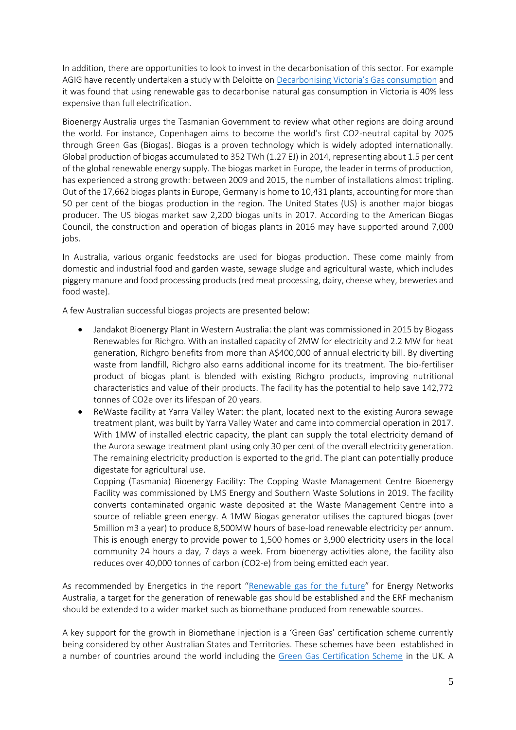In addition, there are opportunities to look to invest in the decarbonisation of this sector. For example AGIG have recently undertaken a study with Deloitte on Decarbonising Victoria's Gas consumption and it was found that using renewable gas to decarbonise natural gas consumption in Victoria is 40% less expensive than full electrification.

Bioenergy Australia urges the Tasmanian Government to review what other regions are doing around the world. For instance, Copenhagen aims to become the world's first CO2-neutral capital by 2025 through Green Gas (Biogas). Biogas is a proven technology which is widely adopted internationally. Global production of biogas accumulated to 352 TWh (1.27 EJ) in 2014, representing about 1.5 per cent of the global renewable energy supply. The biogas market in Europe, the leader in terms of production, has experienced a strong growth: between 2009 and 2015, the number of installations almost tripling. Out of the 17,662 biogas plants in Europe, Germany is home to 10,431 plants, accounting for more than 50 per cent of the biogas production in the region. The United States (US) is another major biogas producer. The US biogas market saw 2,200 biogas units in 2017. According to the American Biogas Council, the construction and operation of biogas plants in 2016 may have supported around 7,000 jobs.

In Australia, various organic feedstocks are used for biogas production. These come mainly from domestic and industrial food and garden waste, sewage sludge and agricultural waste, which includes piggery manure and food processing products (red meat processing, dairy, cheese whey, breweries and food waste).

A few Australian successful biogas projects are presented below:

- Jandakot Bioenergy Plant in Western Australia: the plant was commissioned in 2015 by Biogass Renewables for Richgro. With an installed capacity of 2MW for electricity and 2.2 MW for heat generation, Richgro benefits from more than A$400,000 of annual electricity bill. By diverting waste from landfill, Richgro also earns additional income for its treatment. The bio-fertiliser product of biogas plant is blended with existing Richgro products, improving nutritional characteristics and value of their products. The facility has the potential to help save 142,772 tonnes of CO2e over its lifespan of 20 years.
- ReWaste facility at Yarra Valley Water: the plant, located next to the existing Aurora sewage treatment plant, was built by Yarra Valley Water and came into commercial operation in 2017. With 1MW of installed electric capacity, the plant can supply the total electricity demand of the Aurora sewage treatment plant using only 30 per cent of the overall electricity generation. The remaining electricity production is exported to the grid. The plant can potentially produce digestate for agricultural use.

  Copping (Tasmania) Bioenergy Facility: The Copping Waste Management Centre Bioenergy Facility was commissioned by LMS Energy and Southern Waste Solutions in 2019. The facility converts contaminated organic waste deposited at the Waste Management Centre into a source of reliable green energy. A 1MW Biogas generator utilises the captured biogas (over 5million m3 a year) to produce 8,500MW hours of base-load renewable electricity per annum. This is enough energy to provide power to 1,500 homes or 3,900 electricity users in the local community 24 hours a day, 7 days a week. From bioenergy activities alone, the facility also reduces over 40,000 tonnes of carbon (CO2-e) from being emitted each year.

As recommended by Energetics in the report "Renewable gas for the future" for Energy Networks Australia, a target for the generation of renewable gas should be established and the ERF mechanism should be extended to a wider market such as biomethane produced from renewable sources.

A key support for the growth in Biomethane injection is a 'Green Gas' certification scheme currently being considered by other Australian States and Territories. These schemes have been established in a number of countries around the world including the Green Gas Certification Scheme in the UK. A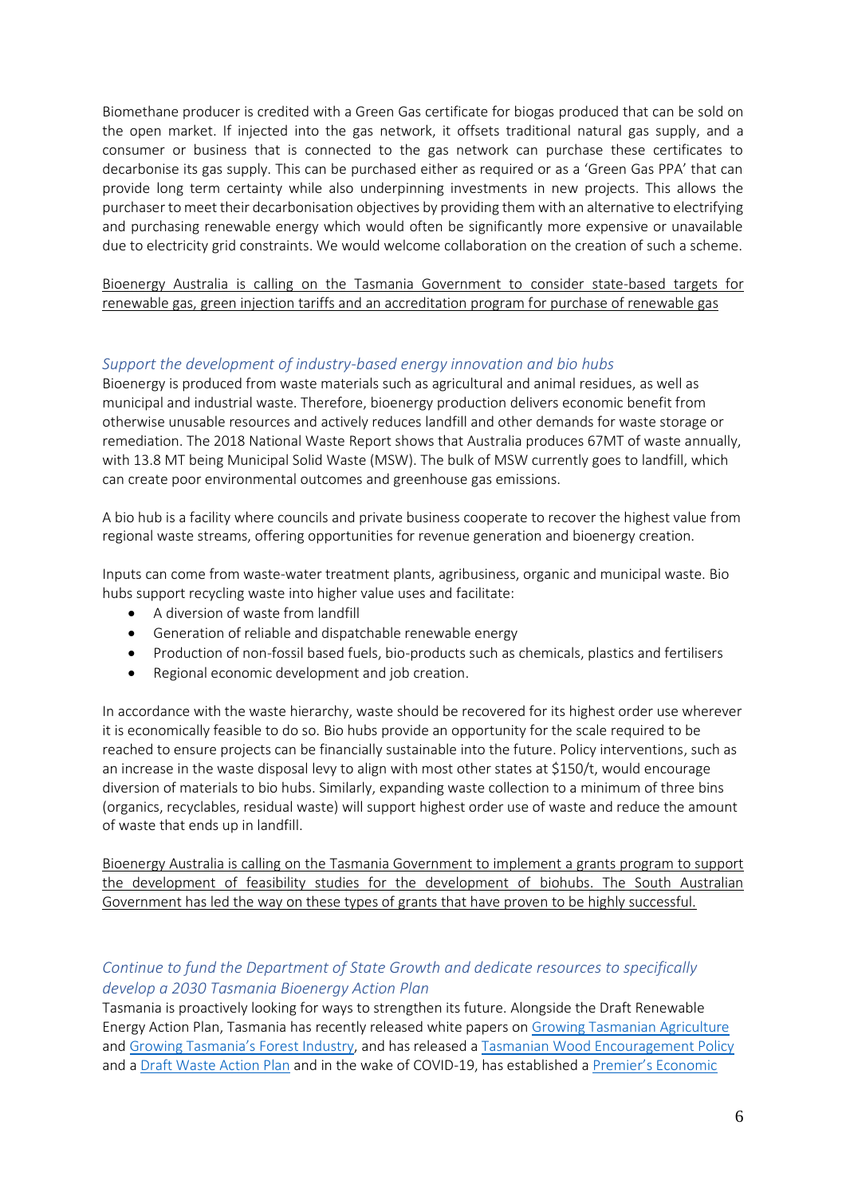Biomethane producer is credited with a Green Gas certificate for biogas produced that can be sold on the open market. If injected into the gas network, it offsets traditional natural gas supply, and a consumer or business that is connected to the gas network can purchase these certificates to decarbonise its gas supply. This can be purchased either as required or as a 'Green Gas PPA' that can provide long term certainty while also underpinning investments in new projects. This allows the purchaser to meet their decarbonisation objectives by providing them with an alternative to electrifying and purchasing renewable energy which would often be significantly more expensive or unavailable due to electricity grid constraints. We would welcome collaboration on the creation of such a scheme.

Bioenergy Australia is calling on the Tasmania Government to consider state-based targets for renewable gas, green injection tariffs and an accreditation program for purchase of renewable gas

### *Support the development of industry-based energy innovation and bio hubs*

Bioenergy is produced from waste materials such as agricultural and animal residues, as well as municipal and industrial waste. Therefore, bioenergy production delivers economic benefit from otherwise unusable resources and actively reduces landfill and other demands for waste storage or remediation. The 2018 National Waste Report shows that Australia produces 67MT of waste annually, with 13.8 MT being Municipal Solid Waste (MSW). The bulk of MSW currently goes to landfill, which can create poor environmental outcomes and greenhouse gas emissions.

A bio hub is a facility where councils and private business cooperate to recover the highest value from regional waste streams, offering opportunities for revenue generation and bioenergy creation.

Inputs can come from waste-water treatment plants, agribusiness, organic and municipal waste. Bio hubs support recycling waste into higher value uses and facilitate:

- A diversion of waste from landfill
- Generation of reliable and dispatchable renewable energy
- Production of non-fossil based fuels, bio-products such as chemicals, plastics and fertilisers
- Regional economic development and job creation.

In accordance with the waste hierarchy, waste should be recovered for its highest order use wherever it is economically feasible to do so. Bio hubs provide an opportunity for the scale required to be reached to ensure projects can be financially sustainable into the future. Policy interventions, such as an increase in the waste disposal levy to align with most other states at $150/t, would encourage diversion of materials to bio hubs. Similarly, expanding waste collection to a minimum of three bins (organics, recyclables, residual waste) will support highest order use of waste and reduce the amount of waste that ends up in landfill.

Bioenergy Australia is calling on the Tasmania Government to implement a grants program to support the development of feasibility studies for the development of biohubs. The South Australian Government has led the way on these types of grants that have proven to be highly successful.

### *Continue to fund the Department of State Growth and dedicate resources to specifically develop a 2030 Tasmania Bioenergy Action Plan*

Tasmania is proactively looking for ways to strengthen its future. Alongside the Draft Renewable Energy Action Plan, Tasmania has recently released white papers on Growing Tasmanian Agriculture and Growing Tasmania's Forest Industry, and has released a Tasmanian Wood Encouragement Policy and a Draft Waste Action Plan and in the wake of COVID-19, has established a Premier's Economic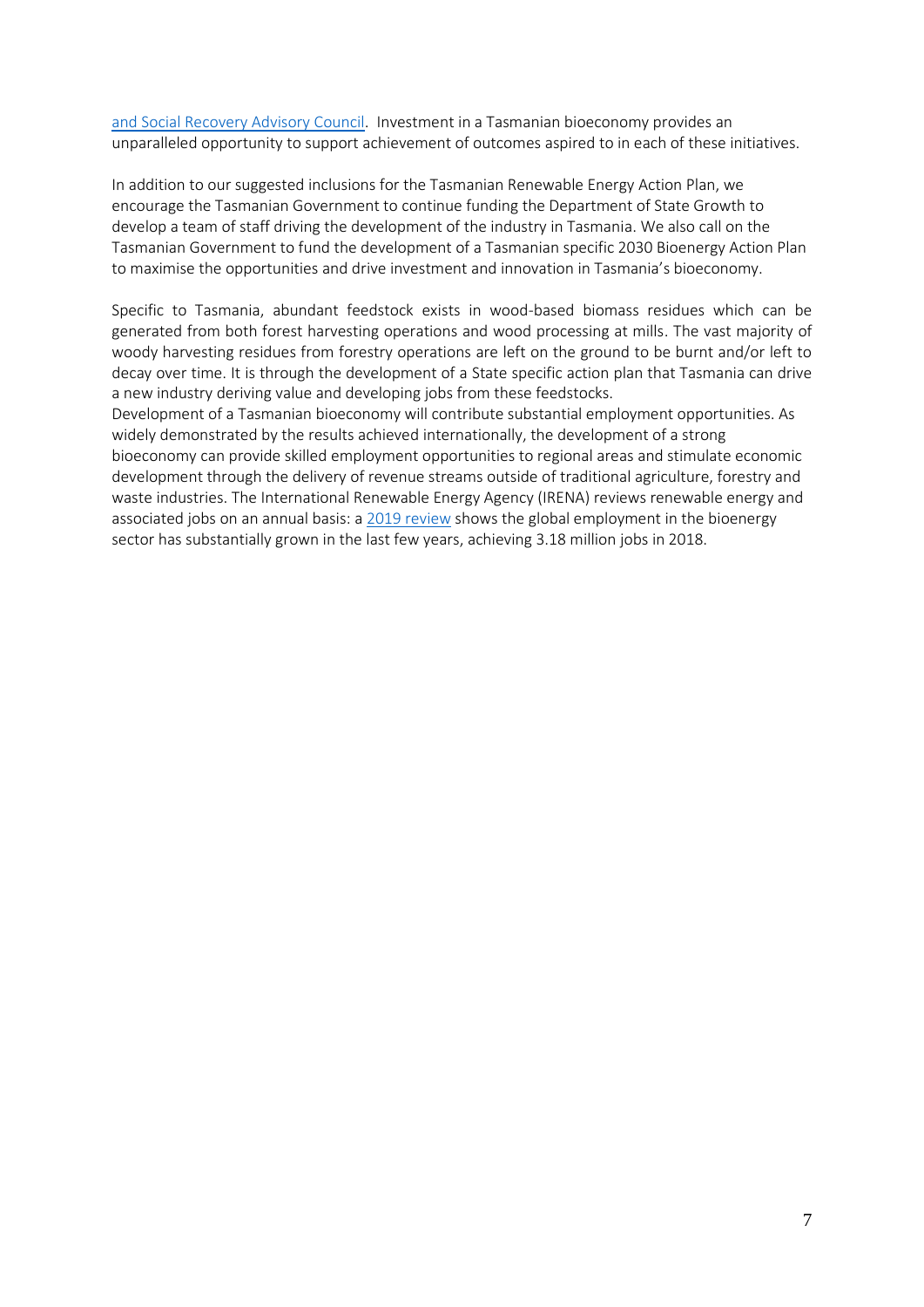and Social Recovery Advisory Council. Investment in a Tasmanian bioeconomy provides an unparalleled opportunity to support achievement of outcomes aspired to in each of these initiatives.

In addition to our suggested inclusions for the Tasmanian Renewable Energy Action Plan, we encourage the Tasmanian Government to continue funding the Department of State Growth to develop a team of staff driving the development of the industry in Tasmania. We also call on the Tasmanian Government to fund the development of a Tasmanian specific 2030 Bioenergy Action Plan to maximise the opportunities and drive investment and innovation in Tasmania's bioeconomy.

Specific to Tasmania, abundant feedstock exists in wood-based biomass residues which can be generated from both forest harvesting operations and wood processing at mills. The vast majority of woody harvesting residues from forestry operations are left on the ground to be burnt and/or left to decay over time. It is through the development of a State specific action plan that Tasmania can drive a new industry deriving value and developing jobs from these feedstocks.

Development of a Tasmanian bioeconomy will contribute substantial employment opportunities. As widely demonstrated by the results achieved internationally, the development of a strong bioeconomy can provide skilled employment opportunities to regional areas and stimulate economic development through the delivery of revenue streams outside of traditional agriculture, forestry and waste industries. The International Renewable Energy Agency (IRENA) reviews renewable energy and associated jobs on an annual basis: a 2019 review shows the global employment in the bioenergy sector has substantially grown in the last few years, achieving 3.18 million jobs in 2018.